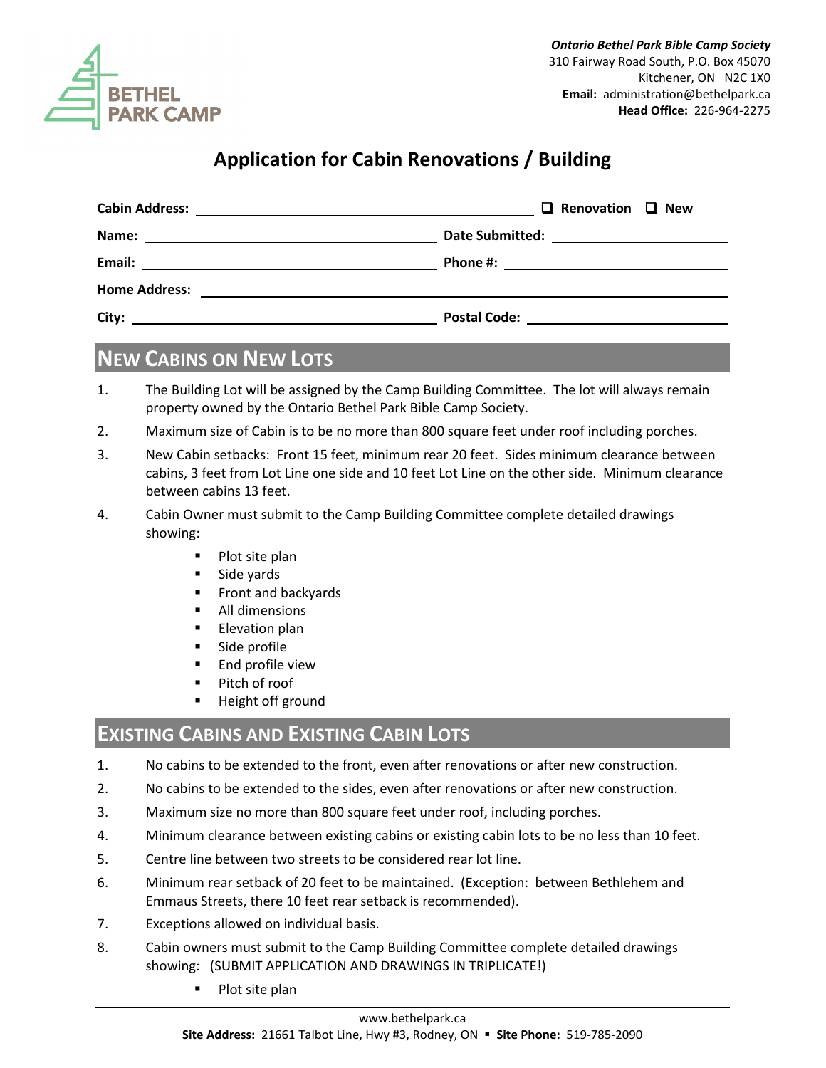*Ontario Bethel Park Bible Camp Society*
310 Fairway Road South, P.O. Box 45070
Kitchener, ON N2C 1X0
**Email:** administration@bethelpark.ca
**Head Office:** 226-964-2275

# Application for Cabin Renovations / Building

**Cabin Address:** ____________________ ☐ **Renovation** ☐ **New**

**Name:** ____________________ **Date Submitted:** ____________________

**Email:** ____________________ **Phone #:** ____________________

**Home Address:** ____________________

**City:** ____________________ **Postal Code:** ____________________

## New Cabins on New Lots

1. The Building Lot will be assigned by the Camp Building Committee. The lot will always remain property owned by the Ontario Bethel Park Bible Camp Society.
2. Maximum size of Cabin is to be no more than 800 square feet under roof including porches.
3. New Cabin setbacks: Front 15 feet, minimum rear 20 feet. Sides minimum clearance between cabins, 3 feet from Lot Line one side and 10 feet Lot Line on the other side. Minimum clearance between cabins 13 feet.
4. Cabin Owner must submit to the Camp Building Committee complete detailed drawings showing:
   - Plot site plan
   - Side yards
   - Front and backyards
   - All dimensions
   - Elevation plan
   - Side profile
   - End profile view
   - Pitch of roof
   - Height off ground

## Existing Cabins and Existing Cabin Lots

1. No cabins to be extended to the front, even after renovations or after new construction.
2. No cabins to be extended to the sides, even after renovations or after new construction.
3. Maximum size no more than 800 square feet under roof, including porches.
4. Minimum clearance between existing cabins or existing cabin lots to be no less than 10 feet.
5. Centre line between two streets to be considered rear lot line.
6. Minimum rear setback of 20 feet to be maintained. (Exception: between Bethlehem and Emmaus Streets, there 10 feet rear setback is recommended).
7. Exceptions allowed on individual basis.
8. Cabin owners must submit to the Camp Building Committee complete detailed drawings showing: (SUBMIT APPLICATION AND DRAWINGS IN TRIPLICATE!)
   - Plot site plan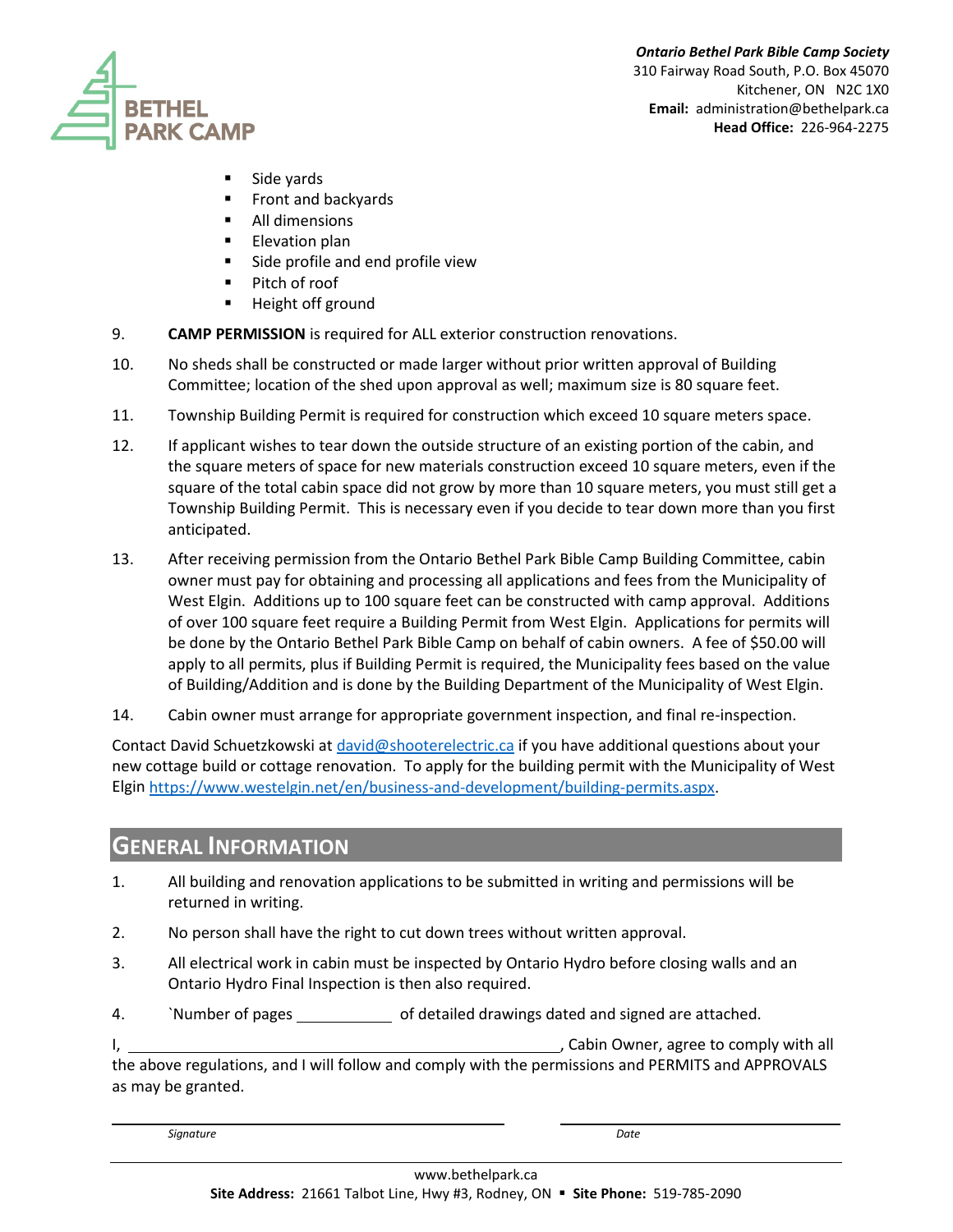- Side yards
- Front and backyards
- All dimensions
- Elevation plan
- Side profile and end profile view
- Pitch of roof
- Height off ground

9. **CAMP PERMISSION** is required for ALL exterior construction renovations.

10. No sheds shall be constructed or made larger without prior written approval of Building Committee; location of the shed upon approval as well; maximum size is 80 square feet.

11. Township Building Permit is required for construction which exceed 10 square meters space.

12. If applicant wishes to tear down the outside structure of an existing portion of the cabin, and the square meters of space for new materials construction exceed 10 square meters, even if the square of the total cabin space did not grow by more than 10 square meters, you must still get a Township Building Permit. This is necessary even if you decide to tear down more than you first anticipated.

13. After receiving permission from the Ontario Bethel Park Bible Camp Building Committee, cabin owner must pay for obtaining and processing all applications and fees from the Municipality of West Elgin. Additions up to 100 square feet can be constructed with camp approval. Additions of over 100 square feet require a Building Permit from West Elgin. Applications for permits will be done by the Ontario Bethel Park Bible Camp on behalf of cabin owners. A fee of $50.00 will apply to all permits, plus if Building Permit is required, the Municipality fees based on the value of Building/Addition and is done by the Building Department of the Municipality of West Elgin.

14. Cabin owner must arrange for appropriate government inspection, and final re-inspection.

Contact David Schuetzkowski at david@shooterelectric.ca if you have additional questions about your new cottage build or cottage renovation. To apply for the building permit with the Municipality of West Elgin https://www.westelgin.net/en/business-and-development/building-permits.aspx.

## GENERAL INFORMATION

1. All building and renovation applications to be submitted in writing and permissions will be returned in writing.

2. No person shall have the right to cut down trees without written approval.

3. All electrical work in cabin must be inspected by Ontario Hydro before closing walls and an Ontario Hydro Final Inspection is then also required.

4. `Number of pages ____________ of detailed drawings dated and signed are attached.

I, ________________________________________________, Cabin Owner, agree to comply with all the above regulations, and I will follow and comply with the permissions and PERMITS and APPROVALS as may be granted.

______________________________________ &nbsp;&nbsp;&nbsp;&nbsp; ______________________

*Signature* &nbsp;&nbsp;&nbsp;&nbsp; *Date*